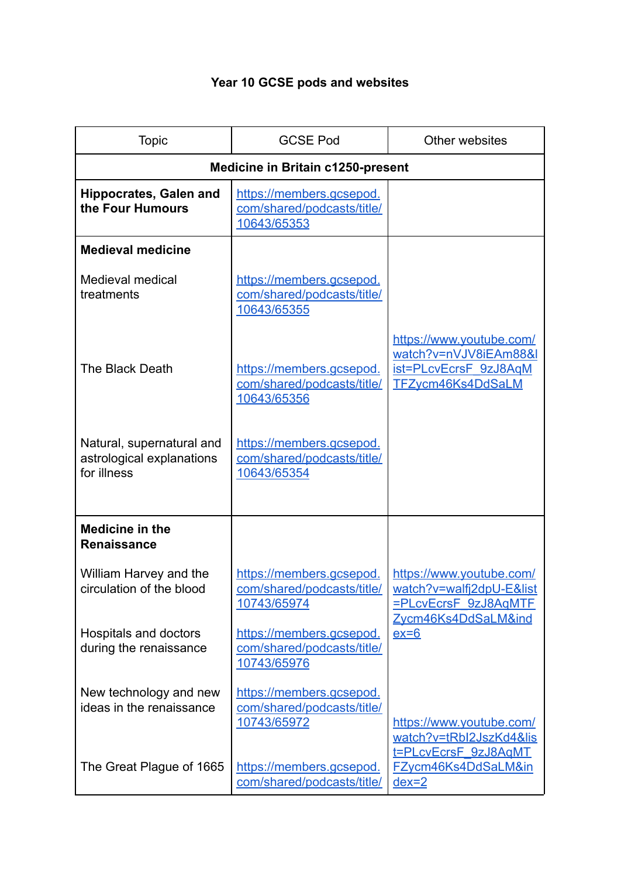**Year 10 GCSE pods and websites**

| Topic | GCSE Pod | Other websites |
|---|---|---|
| **Medicine in Britain c1250-present** | | |
| **Hippocrates, Galen and the Four Humours** | https://members.gcsepod.com/shared/podcasts/title/10643/65353 | |
| **Medieval medicine** | | |
| Medieval medical treatments | https://members.gcsepod.com/shared/podcasts/title/10643/65355 | |
| The Black Death | https://members.gcsepod.com/shared/podcasts/title/10643/65356 | https://www.youtube.com/watch?v=nVJV8iEAm88&list=PLcvEcrsF_9zJ8AqMTFZycm46Ks4DdSaLM |
| Natural, supernatural and astrological explanations for illness | https://members.gcsepod.com/shared/podcasts/title/10643/65354 | |
| **Medicine in the Renaissance** | | |
| William Harvey and the circulation of the blood | https://members.gcsepod.com/shared/podcasts/title/10743/65974 | https://www.youtube.com/watch?v=walfj2dpU-E&list=PLcvEcrsF_9zJ8AqMTFZycm46Ks4DdSaLM&index=6 |
| Hospitals and doctors during the renaissance | https://members.gcsepod.com/shared/podcasts/title/10743/65976 | |
| New technology and new ideas in the renaissance | https://members.gcsepod.com/shared/podcasts/title/10743/65972 | |
| The Great Plague of 1665 | https://members.gcsepod.com/shared/podcasts/title/ | https://www.youtube.com/watch?v=tRbI2JszKd4&list=PLcvEcrsF_9zJ8AqMTFZycm46Ks4DdSaLM&index=2 |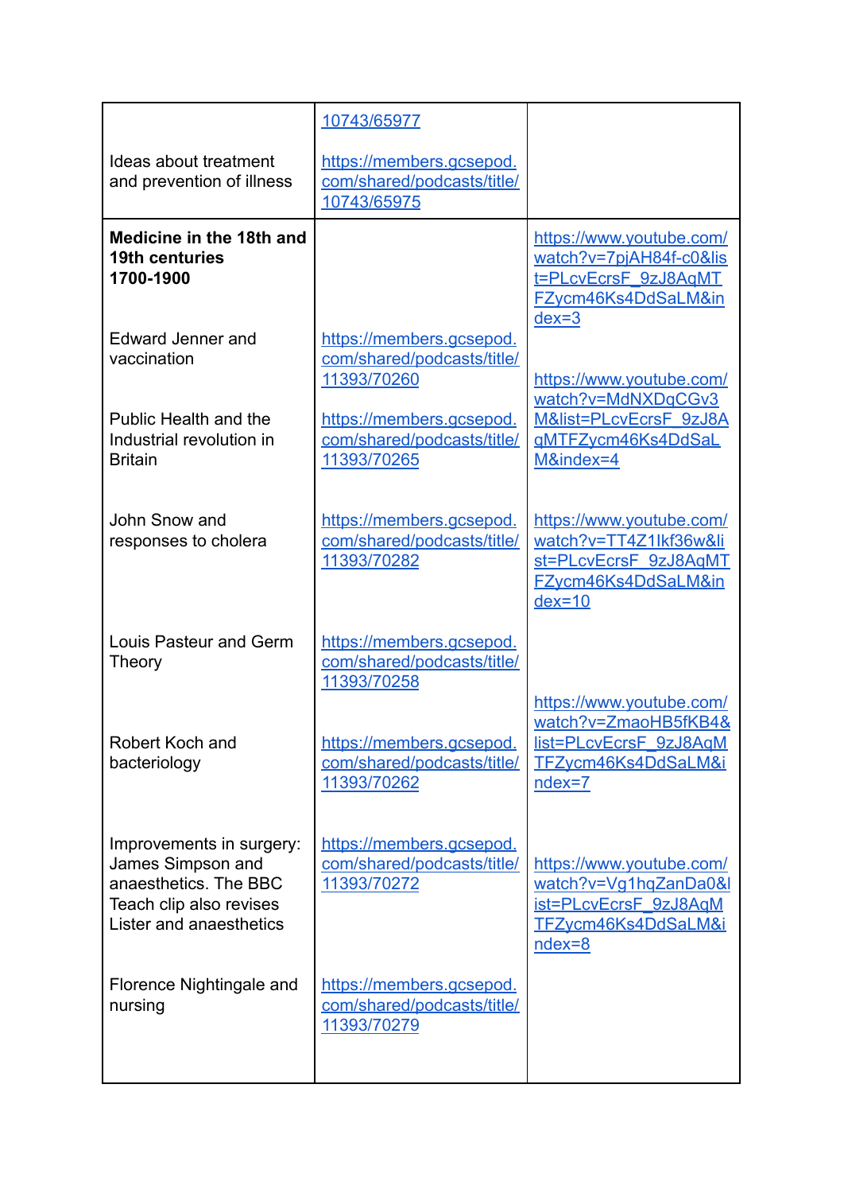| | | |
|---|---|---|
| Ideas about treatment and prevention of illness | 10743/65977<br><br>https://members.gcsepod.com/shared/podcasts/title/10743/65975 | |
| **Medicine in the 18th and 19th centuries 1700-1900** | | https://www.youtube.com/watch?v=7pjAH84f-c0&list=PLcvEcrsF_9zJ8AqMTFZycm46Ks4DdSaLM&index=3 |
| Edward Jenner and vaccination | https://members.gcsepod.com/shared/podcasts/title/11393/70260 | |
| Public Health and the Industrial revolution in Britain | https://members.gcsepod.com/shared/podcasts/title/11393/70265 | https://www.youtube.com/watch?v=MdNXDqCGv3M&list=PLcvEcrsF_9zJ8AqMTFZycm46Ks4DdSaLM&index=4 |
| John Snow and responses to cholera | https://members.gcsepod.com/shared/podcasts/title/11393/70282 | https://www.youtube.com/watch?v=TT4Z1lkf36w&list=PLcvEcrsF_9zJ8AqMTFZycm46Ks4DdSaLM&index=10 |
| Louis Pasteur and Germ Theory | https://members.gcsepod.com/shared/podcasts/title/11393/70258 | |
| Robert Koch and bacteriology | https://members.gcsepod.com/shared/podcasts/title/11393/70262 | https://www.youtube.com/watch?v=ZmaoHB5fKB4&list=PLcvEcrsF_9zJ8AqMTFZycm46Ks4DdSaLM&index=7 |
| Improvements in surgery: James Simpson and anaesthetics. The BBC Teach clip also revises Lister and anaesthetics | https://members.gcsepod.com/shared/podcasts/title/11393/70272 | https://www.youtube.com/watch?v=Vg1hqZanDa0&list=PLcvEcrsF_9zJ8AqMTFZycm46Ks4DdSaLM&index=8 |
| Florence Nightingale and nursing | https://members.gcsepod.com/shared/podcasts/title/11393/70279 | |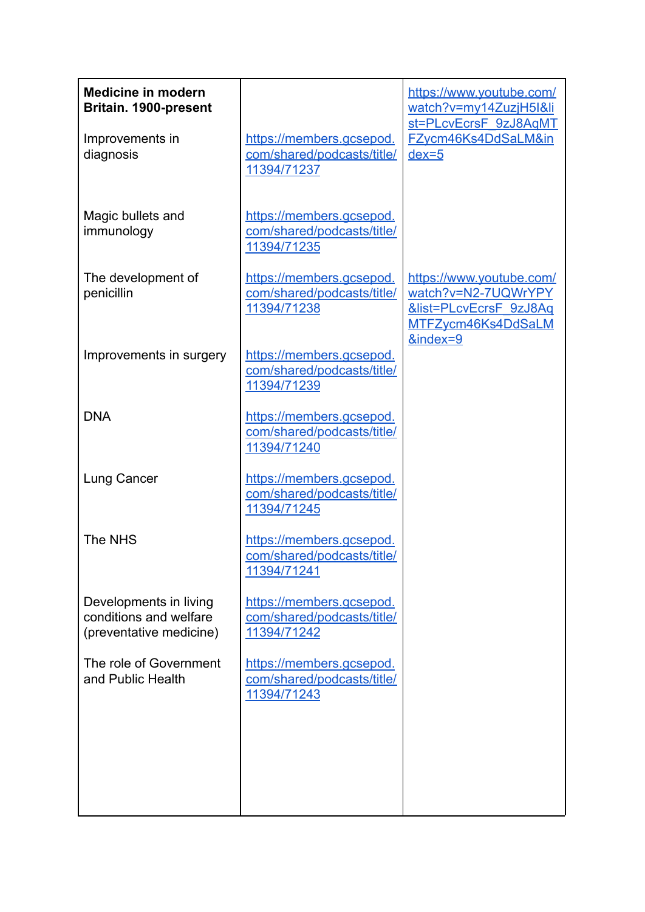| **Medicine in modern Britain. 1900-present** | | https://www.youtube.com/watch?v=my14ZuzjH5I&list=PLcvEcrsF_9zJ8AqMTFZycm46Ks4DdSaLM&index=5 |
| --- | --- | --- |
| Improvements in diagnosis | https://members.gcsepod.com/shared/podcasts/title/11394/71237 | |
| Magic bullets and immunology | https://members.gcsepod.com/shared/podcasts/title/11394/71235 | |
| The development of penicillin | https://members.gcsepod.com/shared/podcasts/title/11394/71238 | https://www.youtube.com/watch?v=N2-7UQWrYPY&list=PLcvEcrsF_9zJ8AqMTFZycm46Ks4DdSaLM&index=9 |
| Improvements in surgery | https://members.gcsepod.com/shared/podcasts/title/11394/71239 | |
| DNA | https://members.gcsepod.com/shared/podcasts/title/11394/71240 | |
| Lung Cancer | https://members.gcsepod.com/shared/podcasts/title/11394/71245 | |
| The NHS | https://members.gcsepod.com/shared/podcasts/title/11394/71241 | |
| Developments in living conditions and welfare (preventative medicine) | https://members.gcsepod.com/shared/podcasts/title/11394/71242 | |
| The role of Government and Public Health | https://members.gcsepod.com/shared/podcasts/title/11394/71243 | |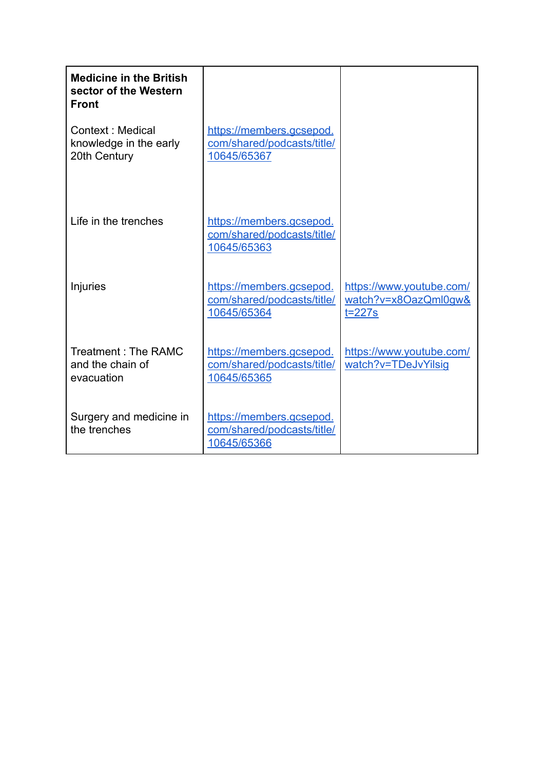| | | |
|---|---|---|
| **Medicine in the British sector of the Western Front** | | |
| Context : Medical knowledge in the early 20th Century | https://members.gcsepod.com/shared/podcasts/title/10645/65367 | |
| Life in the trenches | https://members.gcsepod.com/shared/podcasts/title/10645/65363 | |
| Injuries | https://members.gcsepod.com/shared/podcasts/title/10645/65364 | https://www.youtube.com/watch?v=x8OazQml0gw&t=227s |
| Treatment : The RAMC and the chain of evacuation | https://members.gcsepod.com/shared/podcasts/title/10645/65365 | https://www.youtube.com/watch?v=TDeJvYilsig |
| Surgery and medicine in the trenches | https://members.gcsepod.com/shared/podcasts/title/10645/65366 | |